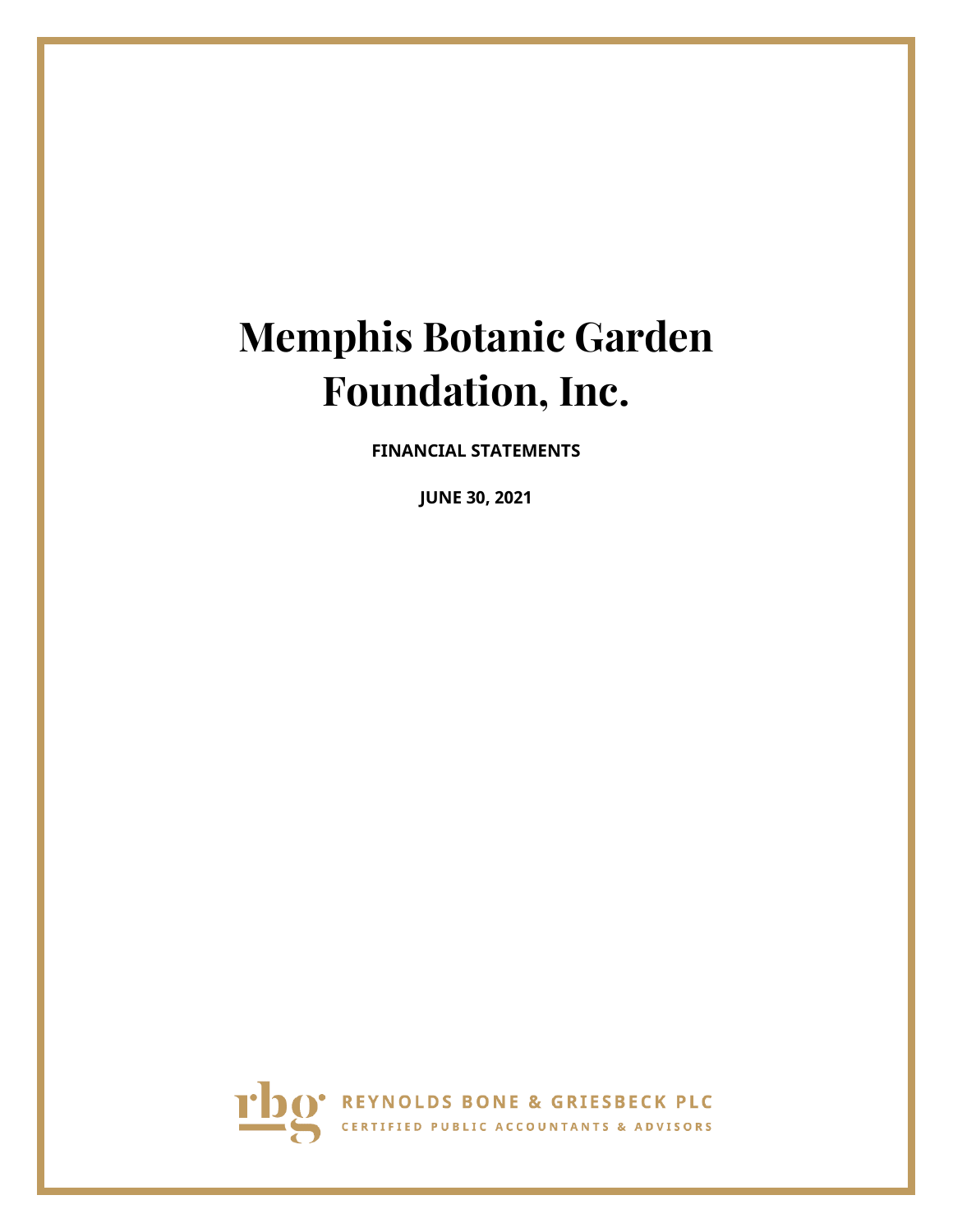# Memphis Botanic Garden Foundation, Inc.

**FINANCIAL STATEMENTS**

**JUNE 30, 2021**

REYNOLDS BONE & GRIESBECK PLC

CERTIFIED PUBLIC ACCOUNTANTS & ADVISORS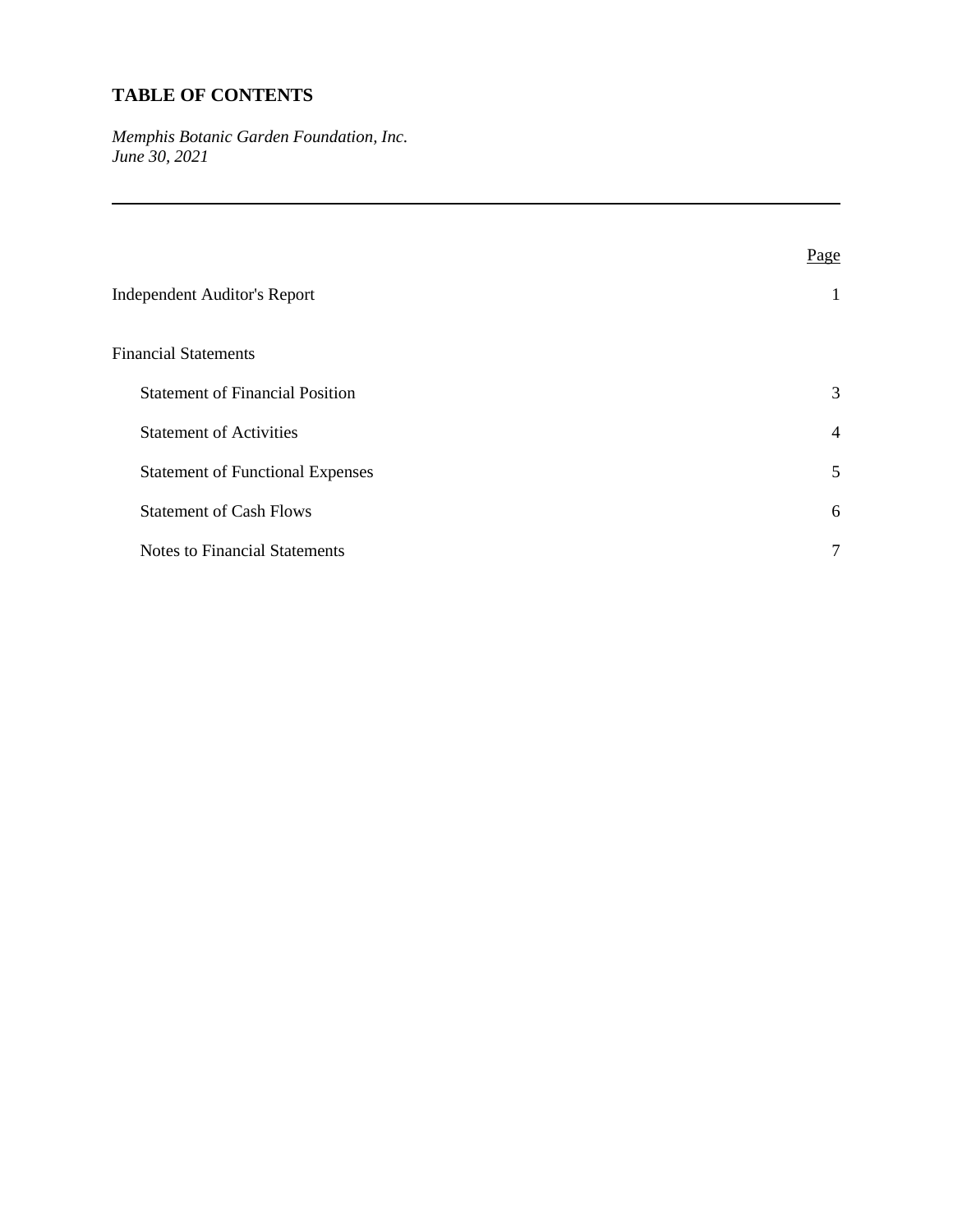# TABLE OF CONTENTS

*Memphis Botanic Garden Foundation, Inc.*
*June 30, 2021*

---

| | Page |
|---|---|
| Independent Auditor's Report | 1 |
| Financial Statements | |
| Statement of Financial Position | 3 |
| Statement of Activities | 4 |
| Statement of Functional Expenses | 5 |
| Statement of Cash Flows | 6 |
| Notes to Financial Statements | 7 |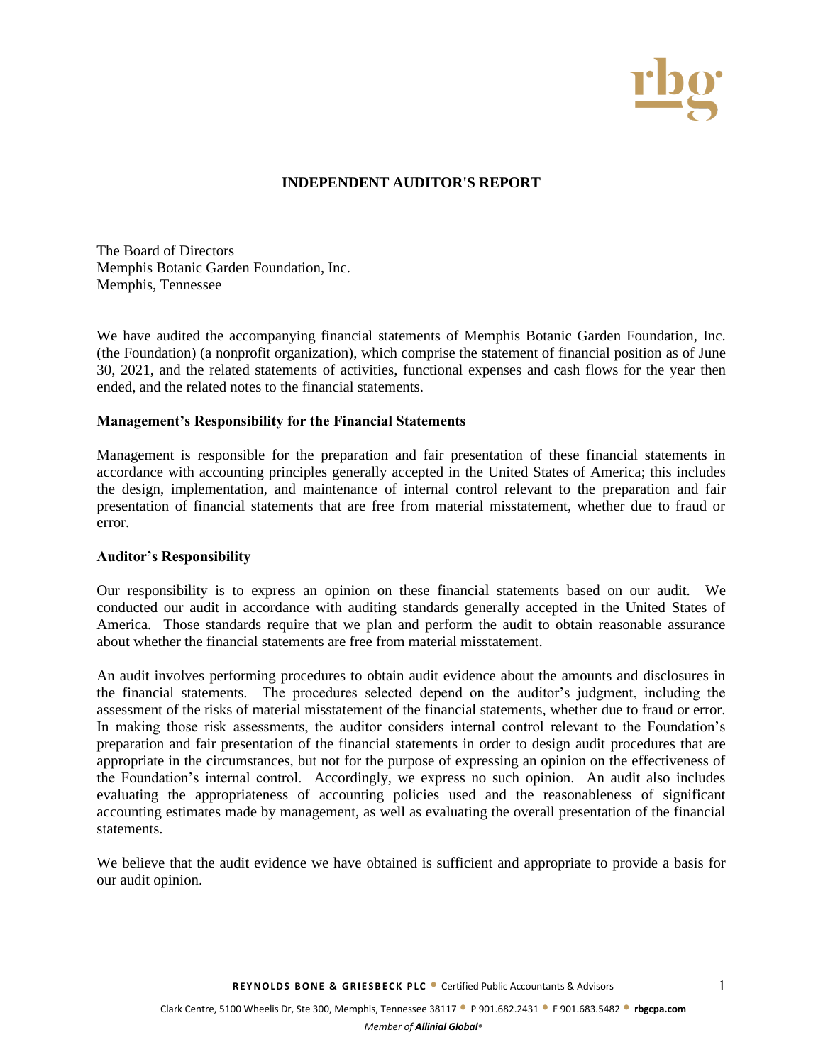## INDEPENDENT AUDITOR'S REPORT

The Board of Directors
Memphis Botanic Garden Foundation, Inc.
Memphis, Tennessee

We have audited the accompanying financial statements of Memphis Botanic Garden Foundation, Inc. (the Foundation) (a nonprofit organization), which comprise the statement of financial position as of June 30, 2021, and the related statements of activities, functional expenses and cash flows for the year then ended, and the related notes to the financial statements.

### Management's Responsibility for the Financial Statements

Management is responsible for the preparation and fair presentation of these financial statements in accordance with accounting principles generally accepted in the United States of America; this includes the design, implementation, and maintenance of internal control relevant to the preparation and fair presentation of financial statements that are free from material misstatement, whether due to fraud or error.

### Auditor's Responsibility

Our responsibility is to express an opinion on these financial statements based on our audit. We conducted our audit in accordance with auditing standards generally accepted in the United States of America. Those standards require that we plan and perform the audit to obtain reasonable assurance about whether the financial statements are free from material misstatement.

An audit involves performing procedures to obtain audit evidence about the amounts and disclosures in the financial statements. The procedures selected depend on the auditor's judgment, including the assessment of the risks of material misstatement of the financial statements, whether due to fraud or error. In making those risk assessments, the auditor considers internal control relevant to the Foundation's preparation and fair presentation of the financial statements in order to design audit procedures that are appropriate in the circumstances, but not for the purpose of expressing an opinion on the effectiveness of the Foundation's internal control. Accordingly, we express no such opinion. An audit also includes evaluating the appropriateness of accounting policies used and the reasonableness of significant accounting estimates made by management, as well as evaluating the overall presentation of the financial statements.

We believe that the audit evidence we have obtained is sufficient and appropriate to provide a basis for our audit opinion.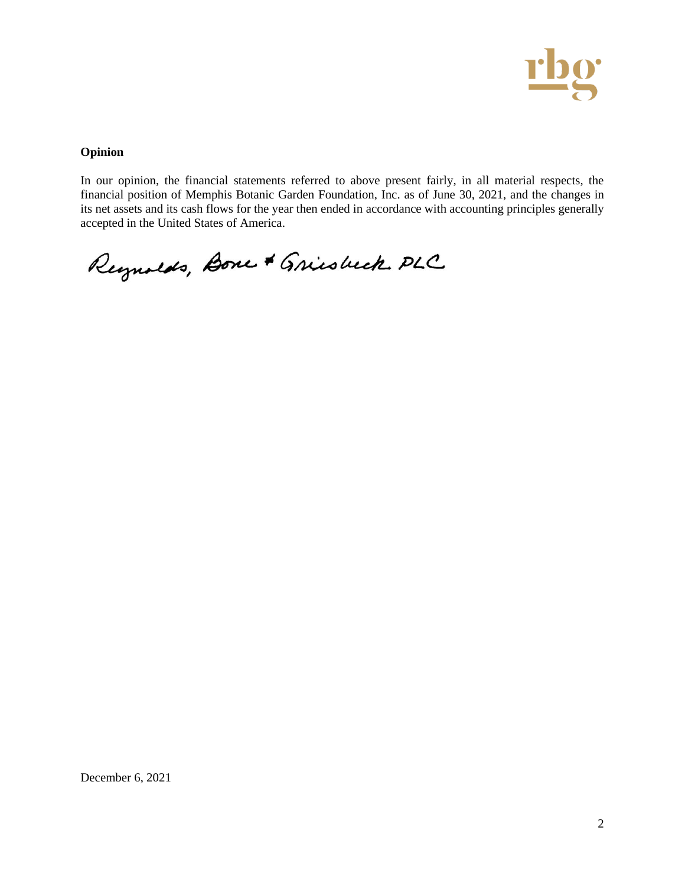**Opinion**

In our opinion, the financial statements referred to above present fairly, in all material respects, the financial position of Memphis Botanic Garden Foundation, Inc. as of June 30, 2021, and the changes in its net assets and its cash flows for the year then ended in accordance with accounting principles generally accepted in the United States of America.

Reynolds, Bone & Griesbeck PLC

December 6, 2021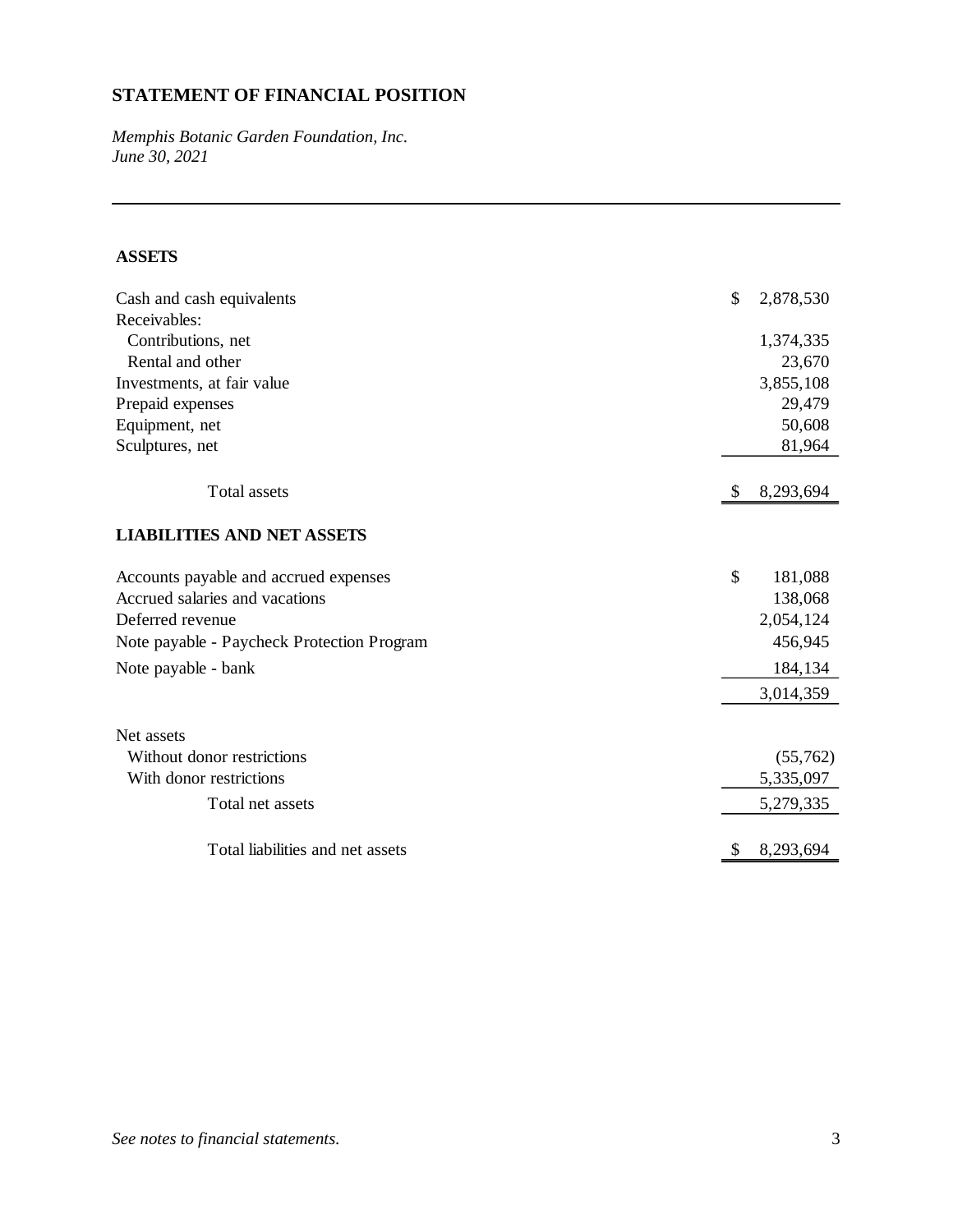# STATEMENT OF FINANCIAL POSITION

*Memphis Botanic Garden Foundation, Inc.*
*June 30, 2021*

---

| | |
|---|---|
| **ASSETS** | |
| Cash and cash equivalents | $ 2,878,530 |
| Receivables: | |
| Contributions, net | 1,374,335 |
| Rental and other | 23,670 |
| Investments, at fair value | 3,855,108 |
| Prepaid expenses | 29,479 |
| Equipment, net | 50,608 |
| Sculptures, net | 81,964 |
| Total assets | $ 8,293,694 |
| **LIABILITIES AND NET ASSETS** | |
| Accounts payable and accrued expenses | $ 181,088 |
| Accrued salaries and vacations | 138,068 |
| Deferred revenue | 2,054,124 |
| Note payable - Paycheck Protection Program | 456,945 |
| Note payable - bank | 184,134 |
| | 3,014,359 |
| Net assets | |
| Without donor restrictions | (55,762) |
| With donor restrictions | 5,335,097 |
| Total net assets | 5,279,335 |
| Total liabilities and net assets | $ 8,293,694 |

*See notes to financial statements.*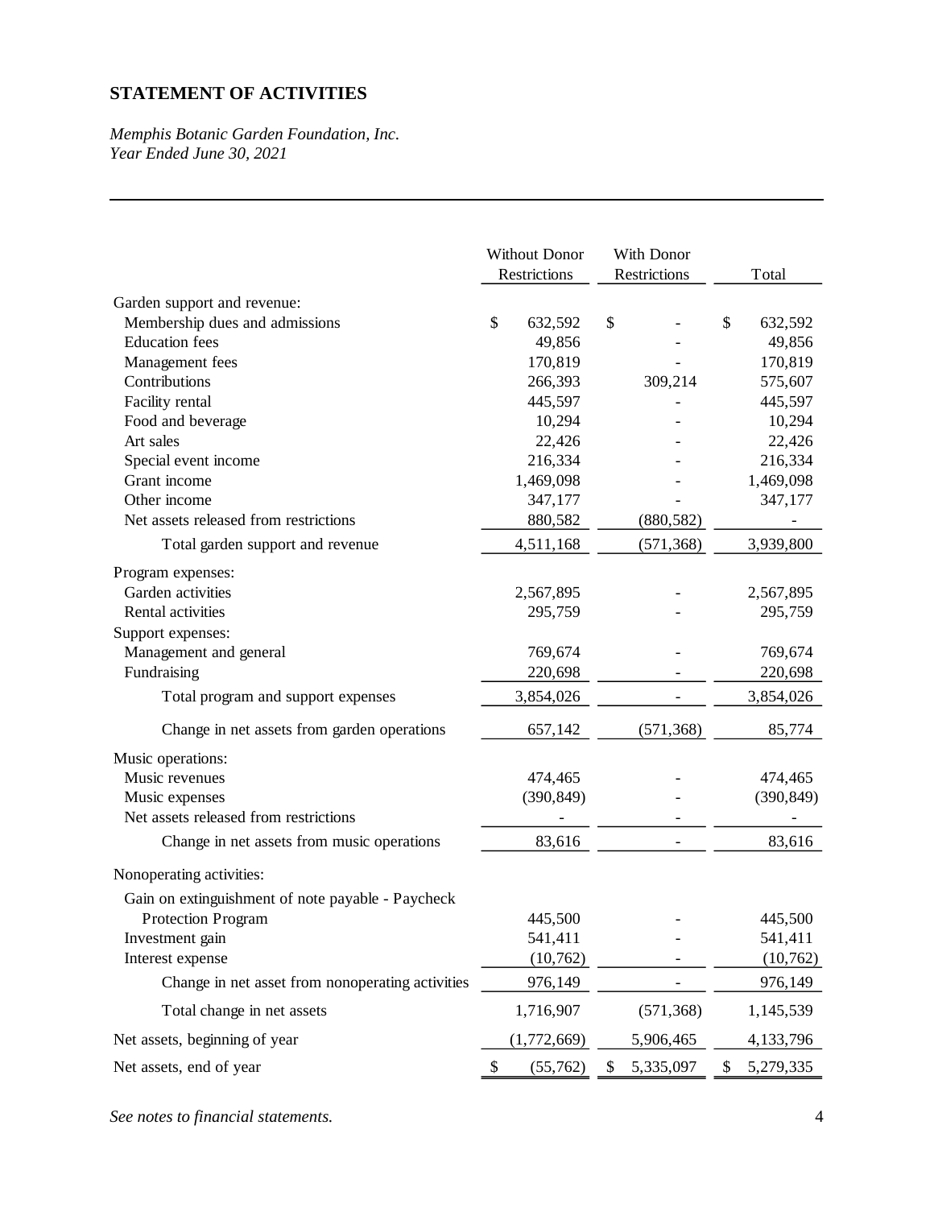## STATEMENT OF ACTIVITIES

*Memphis Botanic Garden Foundation, Inc.*
*Year Ended June 30, 2021*

| | Without Donor Restrictions | With Donor Restrictions | Total |
|---|---|---|---|
| Garden support and revenue: | | | |
| Membership dues and admissions | $ 632,592 | $ - | $ 632,592 |
| Education fees | 49,856 | - | 49,856 |
| Management fees | 170,819 | - | 170,819 |
| Contributions | 266,393 | 309,214 | 575,607 |
| Facility rental | 445,597 | - | 445,597 |
| Food and beverage | 10,294 | - | 10,294 |
| Art sales | 22,426 | - | 22,426 |
| Special event income | 216,334 | - | 216,334 |
| Grant income | 1,469,098 | - | 1,469,098 |
| Other income | 347,177 | - | 347,177 |
| Net assets released from restrictions | 880,582 | (880,582) | - |
| Total garden support and revenue | 4,511,168 | (571,368) | 3,939,800 |
| Program expenses: | | | |
| Garden activities | 2,567,895 | - | 2,567,895 |
| Rental activities | 295,759 | - | 295,759 |
| Support expenses: | | | |
| Management and general | 769,674 | - | 769,674 |
| Fundraising | 220,698 | - | 220,698 |
| Total program and support expenses | 3,854,026 | - | 3,854,026 |
| Change in net assets from garden operations | 657,142 | (571,368) | 85,774 |
| Music operations: | | | |
| Music revenues | 474,465 | - | 474,465 |
| Music expenses | (390,849) | - | (390,849) |
| Net assets released from restrictions | - | - | - |
| Change in net assets from music operations | 83,616 | - | 83,616 |
| Nonoperating activities: | | | |
| Gain on extinguishment of note payable - Paycheck Protection Program | 445,500 | - | 445,500 |
| Investment gain | 541,411 | - | 541,411 |
| Interest expense | (10,762) | - | (10,762) |
| Change in net asset from nonoperating activities | 976,149 | - | 976,149 |
| Total change in net assets | 1,716,907 | (571,368) | 1,145,539 |
| Net assets, beginning of year | (1,772,669) | 5,906,465 | 4,133,796 |
| Net assets, end of year | $ (55,762) | $ 5,335,097 | $ 5,279,335 |

*See notes to financial statements.*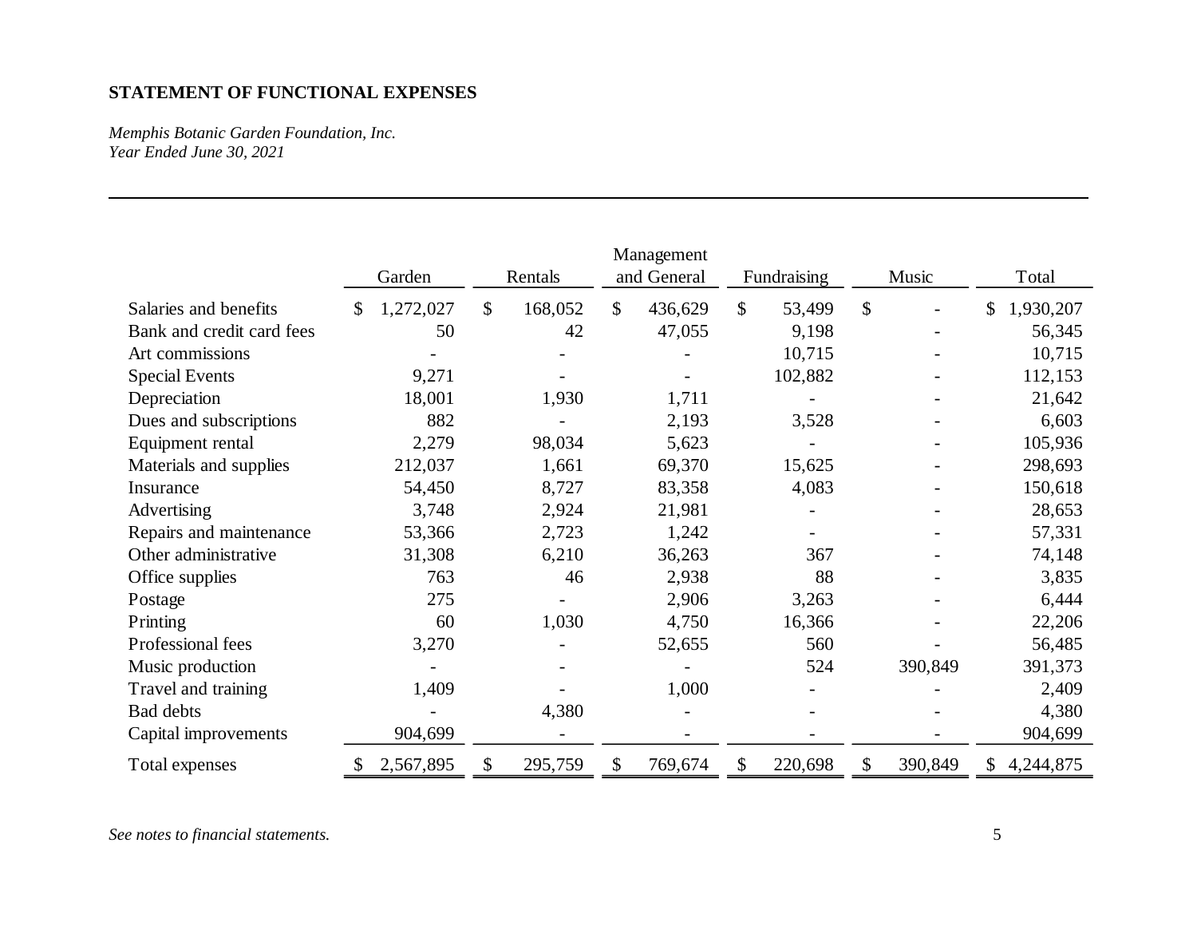## STATEMENT OF FUNCTIONAL EXPENSES

*Memphis Botanic Garden Foundation, Inc.*
*Year Ended June 30, 2021*

| | Garden | Rentals | Management and General | Fundraising | Music | Total |
|---|---|---|---|---|---|---|
| Salaries and benefits | $ 1,272,027 | $ 168,052 | $ 436,629 | $ 53,499 | $ - | $ 1,930,207 |
| Bank and credit card fees | 50 | 42 | 47,055 | 9,198 | - | 56,345 |
| Art commissions | - | - | - | 10,715 | - | 10,715 |
| Special Events | 9,271 | - | - | 102,882 | - | 112,153 |
| Depreciation | 18,001 | 1,930 | 1,711 | - | - | 21,642 |
| Dues and subscriptions | 882 | - | 2,193 | 3,528 | - | 6,603 |
| Equipment rental | 2,279 | 98,034 | 5,623 | - | - | 105,936 |
| Materials and supplies | 212,037 | 1,661 | 69,370 | 15,625 | - | 298,693 |
| Insurance | 54,450 | 8,727 | 83,358 | 4,083 | - | 150,618 |
| Advertising | 3,748 | 2,924 | 21,981 | - | - | 28,653 |
| Repairs and maintenance | 53,366 | 2,723 | 1,242 | - | - | 57,331 |
| Other administrative | 31,308 | 6,210 | 36,263 | 367 | - | 74,148 |
| Office supplies | 763 | 46 | 2,938 | 88 | - | 3,835 |
| Postage | 275 | - | 2,906 | 3,263 | - | 6,444 |
| Printing | 60 | 1,030 | 4,750 | 16,366 | - | 22,206 |
| Professional fees | 3,270 | - | 52,655 | 560 | - | 56,485 |
| Music production | - | - | - | 524 | 390,849 | 391,373 |
| Travel and training | 1,409 | - | 1,000 | - | - | 2,409 |
| Bad debts | - | 4,380 | - | - | - | 4,380 |
| Capital improvements | 904,699 | - | - | - | - | 904,699 |
| Total expenses | $ 2,567,895 | $ 295,759 | $ 769,674 | $ 220,698 | $ 390,849 | $ 4,244,875 |

*See notes to financial statements.*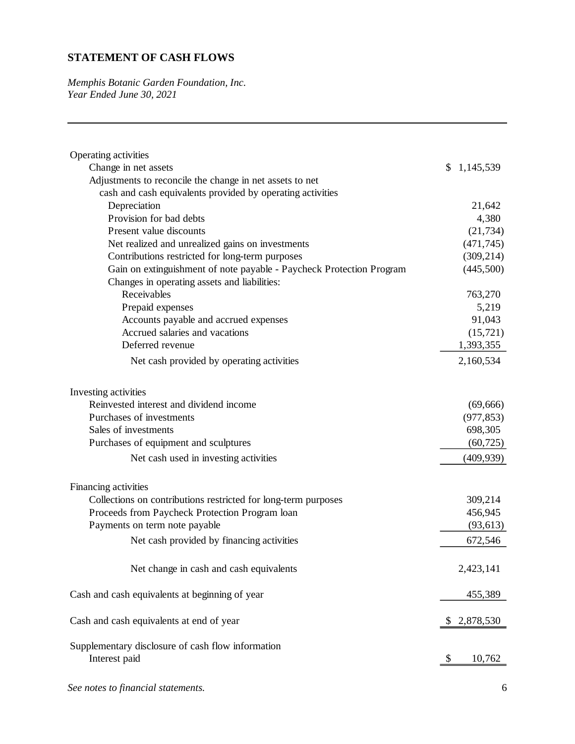## STATEMENT OF CASH FLOWS

*Memphis Botanic Garden Foundation, Inc.*
*Year Ended June 30, 2021*

| | |
|---|---|
| Operating activities | |
| Change in net assets | $ 1,145,539 |
| Adjustments to reconcile the change in net assets to net cash and cash equivalents provided by operating activities | |
| Depreciation | 21,642 |
| Provision for bad debts | 4,380 |
| Present value discounts | (21,734) |
| Net realized and unrealized gains on investments | (471,745) |
| Contributions restricted for long-term purposes | (309,214) |
| Gain on extinguishment of note payable - Paycheck Protection Program | (445,500) |
| Changes in operating assets and liabilities: | |
| Receivables | 763,270 |
| Prepaid expenses | 5,219 |
| Accounts payable and accrued expenses | 91,043 |
| Accrued salaries and vacations | (15,721) |
| Deferred revenue | 1,393,355 |
| Net cash provided by operating activities | 2,160,534 |
| | |
| Investing activities | |
| Reinvested interest and dividend income | (69,666) |
| Purchases of investments | (977,853) |
| Sales of investments | 698,305 |
| Purchases of equipment and sculptures | (60,725) |
| Net cash used in investing activities | (409,939) |
| | |
| Financing activities | |
| Collections on contributions restricted for long-term purposes | 309,214 |
| Proceeds from Paycheck Protection Program loan | 456,945 |
| Payments on term note payable | (93,613) |
| Net cash provided by financing activities | 672,546 |
| | |
| Net change in cash and cash equivalents | 2,423,141 |
| | |
| Cash and cash equivalents at beginning of year | 455,389 |
| | |
| Cash and cash equivalents at end of year | $ 2,878,530 |
| | |
| Supplementary disclosure of cash flow information | |
| Interest paid | $ 10,762 |

*See notes to financial statements.*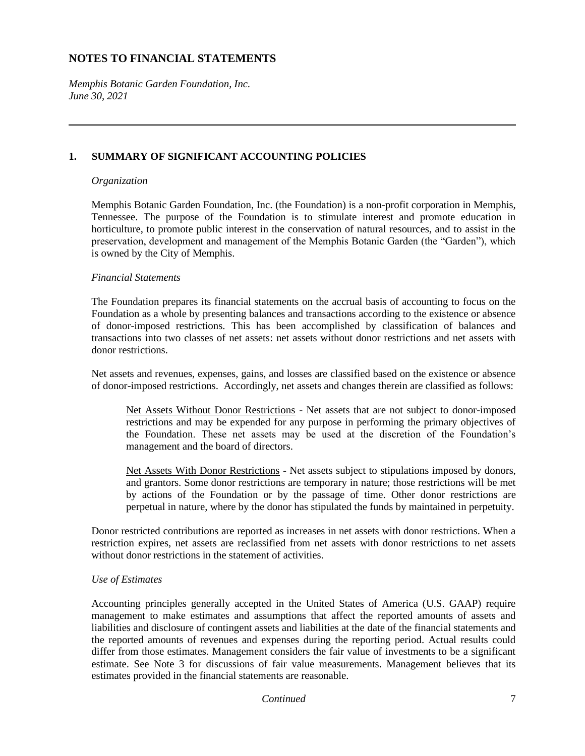# NOTES TO FINANCIAL STATEMENTS

*Memphis Botanic Garden Foundation, Inc.*
*June 30, 2021*

---

## 1. SUMMARY OF SIGNIFICANT ACCOUNTING POLICIES

*Organization*

Memphis Botanic Garden Foundation, Inc. (the Foundation) is a non-profit corporation in Memphis, Tennessee. The purpose of the Foundation is to stimulate interest and promote education in horticulture, to promote public interest in the conservation of natural resources, and to assist in the preservation, development and management of the Memphis Botanic Garden (the "Garden"), which is owned by the City of Memphis.

*Financial Statements*

The Foundation prepares its financial statements on the accrual basis of accounting to focus on the Foundation as a whole by presenting balances and transactions according to the existence or absence of donor-imposed restrictions. This has been accomplished by classification of balances and transactions into two classes of net assets: net assets without donor restrictions and net assets with donor restrictions.

Net assets and revenues, expenses, gains, and losses are classified based on the existence or absence of donor-imposed restrictions. Accordingly, net assets and changes therein are classified as follows:

> Net Assets Without Donor Restrictions - Net assets that are not subject to donor-imposed restrictions and may be expended for any purpose in performing the primary objectives of the Foundation. These net assets may be used at the discretion of the Foundation's management and the board of directors.
>
> Net Assets With Donor Restrictions - Net assets subject to stipulations imposed by donors, and grantors. Some donor restrictions are temporary in nature; those restrictions will be met by actions of the Foundation or by the passage of time. Other donor restrictions are perpetual in nature, where by the donor has stipulated the funds by maintained in perpetuity.

Donor restricted contributions are reported as increases in net assets with donor restrictions. When a restriction expires, net assets are reclassified from net assets with donor restrictions to net assets without donor restrictions in the statement of activities.

*Use of Estimates*

Accounting principles generally accepted in the United States of America (U.S. GAAP) require management to make estimates and assumptions that affect the reported amounts of assets and liabilities and disclosure of contingent assets and liabilities at the date of the financial statements and the reported amounts of revenues and expenses during the reporting period. Actual results could differ from those estimates. Management considers the fair value of investments to be a significant estimate. See Note 3 for discussions of fair value measurements. Management believes that its estimates provided in the financial statements are reasonable.

*Continued*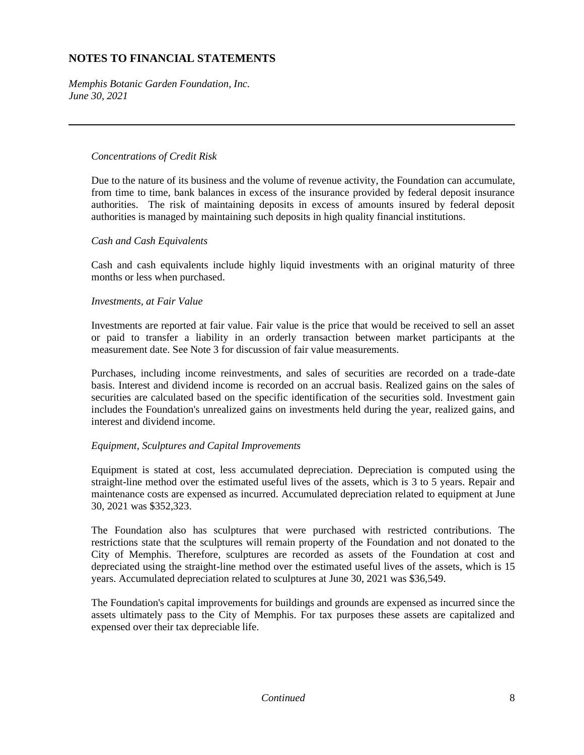## NOTES TO FINANCIAL STATEMENTS

*Memphis Botanic Garden Foundation, Inc.*
*June 30, 2021*

*Concentrations of Credit Risk*

Due to the nature of its business and the volume of revenue activity, the Foundation can accumulate, from time to time, bank balances in excess of the insurance provided by federal deposit insurance authorities. The risk of maintaining deposits in excess of amounts insured by federal deposit authorities is managed by maintaining such deposits in high quality financial institutions.

*Cash and Cash Equivalents*

Cash and cash equivalents include highly liquid investments with an original maturity of three months or less when purchased.

*Investments, at Fair Value*

Investments are reported at fair value. Fair value is the price that would be received to sell an asset or paid to transfer a liability in an orderly transaction between market participants at the measurement date. See Note 3 for discussion of fair value measurements.

Purchases, including income reinvestments, and sales of securities are recorded on a trade-date basis. Interest and dividend income is recorded on an accrual basis. Realized gains on the sales of securities are calculated based on the specific identification of the securities sold. Investment gain includes the Foundation's unrealized gains on investments held during the year, realized gains, and interest and dividend income.

*Equipment, Sculptures and Capital Improvements*

Equipment is stated at cost, less accumulated depreciation. Depreciation is computed using the straight-line method over the estimated useful lives of the assets, which is 3 to 5 years. Repair and maintenance costs are expensed as incurred. Accumulated depreciation related to equipment at June 30, 2021 was $352,323.

The Foundation also has sculptures that were purchased with restricted contributions. The restrictions state that the sculptures will remain property of the Foundation and not donated to the City of Memphis. Therefore, sculptures are recorded as assets of the Foundation at cost and depreciated using the straight-line method over the estimated useful lives of the assets, which is 15 years. Accumulated depreciation related to sculptures at June 30, 2021 was $36,549.

The Foundation's capital improvements for buildings and grounds are expensed as incurred since the assets ultimately pass to the City of Memphis. For tax purposes these assets are capitalized and expensed over their tax depreciable life.

*Continued*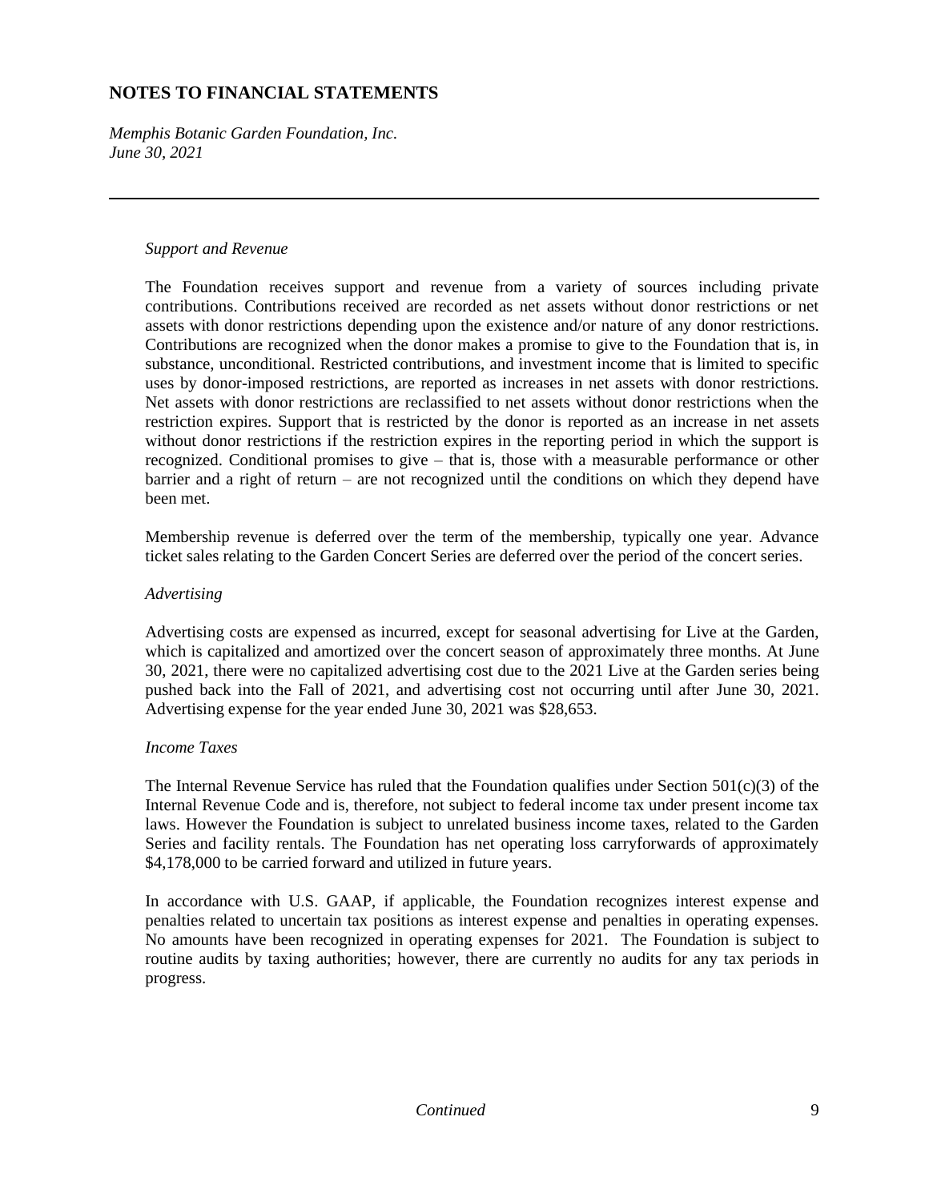# NOTES TO FINANCIAL STATEMENTS

*Memphis Botanic Garden Foundation, Inc.*
*June 30, 2021*

---

*Support and Revenue*

The Foundation receives support and revenue from a variety of sources including private contributions. Contributions received are recorded as net assets without donor restrictions or net assets with donor restrictions depending upon the existence and/or nature of any donor restrictions. Contributions are recognized when the donor makes a promise to give to the Foundation that is, in substance, unconditional. Restricted contributions, and investment income that is limited to specific uses by donor-imposed restrictions, are reported as increases in net assets with donor restrictions. Net assets with donor restrictions are reclassified to net assets without donor restrictions when the restriction expires. Support that is restricted by the donor is reported as an increase in net assets without donor restrictions if the restriction expires in the reporting period in which the support is recognized. Conditional promises to give – that is, those with a measurable performance or other barrier and a right of return – are not recognized until the conditions on which they depend have been met.

Membership revenue is deferred over the term of the membership, typically one year. Advance ticket sales relating to the Garden Concert Series are deferred over the period of the concert series.

*Advertising*

Advertising costs are expensed as incurred, except for seasonal advertising for Live at the Garden, which is capitalized and amortized over the concert season of approximately three months. At June 30, 2021, there were no capitalized advertising cost due to the 2021 Live at the Garden series being pushed back into the Fall of 2021, and advertising cost not occurring until after June 30, 2021. Advertising expense for the year ended June 30, 2021 was $28,653.

*Income Taxes*

The Internal Revenue Service has ruled that the Foundation qualifies under Section 501(c)(3) of the Internal Revenue Code and is, therefore, not subject to federal income tax under present income tax laws. However the Foundation is subject to unrelated business income taxes, related to the Garden Series and facility rentals. The Foundation has net operating loss carryforwards of approximately $4,178,000 to be carried forward and utilized in future years.

In accordance with U.S. GAAP, if applicable, the Foundation recognizes interest expense and penalties related to uncertain tax positions as interest expense and penalties in operating expenses. No amounts have been recognized in operating expenses for 2021. The Foundation is subject to routine audits by taxing authorities; however, there are currently no audits for any tax periods in progress.

*Continued*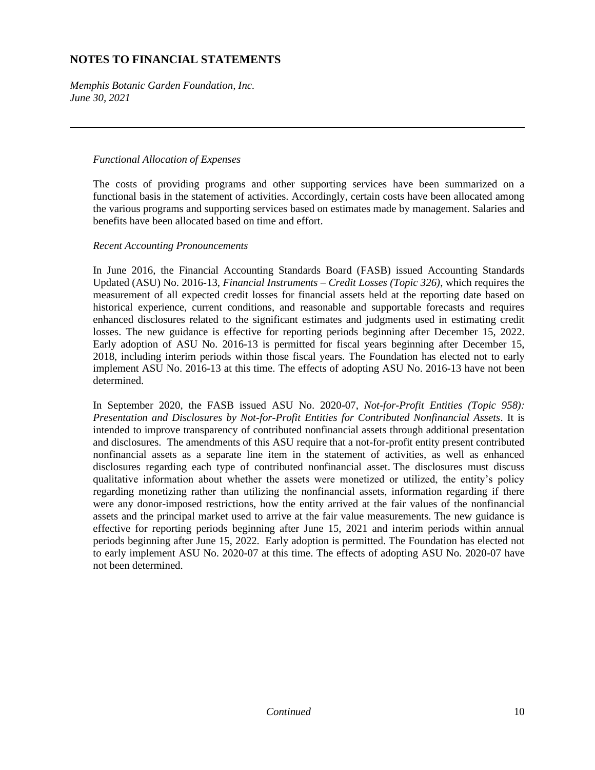# NOTES TO FINANCIAL STATEMENTS

*Memphis Botanic Garden Foundation, Inc.*
*June 30, 2021*

---

*Functional Allocation of Expenses*

The costs of providing programs and other supporting services have been summarized on a functional basis in the statement of activities. Accordingly, certain costs have been allocated among the various programs and supporting services based on estimates made by management. Salaries and benefits have been allocated based on time and effort.

*Recent Accounting Pronouncements*

In June 2016, the Financial Accounting Standards Board (FASB) issued Accounting Standards Updated (ASU) No. 2016-13, *Financial Instruments – Credit Losses (Topic 326)*, which requires the measurement of all expected credit losses for financial assets held at the reporting date based on historical experience, current conditions, and reasonable and supportable forecasts and requires enhanced disclosures related to the significant estimates and judgments used in estimating credit losses. The new guidance is effective for reporting periods beginning after December 15, 2022. Early adoption of ASU No. 2016-13 is permitted for fiscal years beginning after December 15, 2018, including interim periods within those fiscal years. The Foundation has elected not to early implement ASU No. 2016-13 at this time. The effects of adopting ASU No. 2016-13 have not been determined.

In September 2020, the FASB issued ASU No. 2020-07, *Not-for-Profit Entities (Topic 958): Presentation and Disclosures by Not-for-Profit Entities for Contributed Nonfinancial Assets*. It is intended to improve transparency of contributed nonfinancial assets through additional presentation and disclosures. The amendments of this ASU require that a not-for-profit entity present contributed nonfinancial assets as a separate line item in the statement of activities, as well as enhanced disclosures regarding each type of contributed nonfinancial asset. The disclosures must discuss qualitative information about whether the assets were monetized or utilized, the entity's policy regarding monetizing rather than utilizing the nonfinancial assets, information regarding if there were any donor-imposed restrictions, how the entity arrived at the fair values of the nonfinancial assets and the principal market used to arrive at the fair value measurements. The new guidance is effective for reporting periods beginning after June 15, 2021 and interim periods within annual periods beginning after June 15, 2022. Early adoption is permitted. The Foundation has elected not to early implement ASU No. 2020-07 at this time. The effects of adopting ASU No. 2020-07 have not been determined.

*Continued*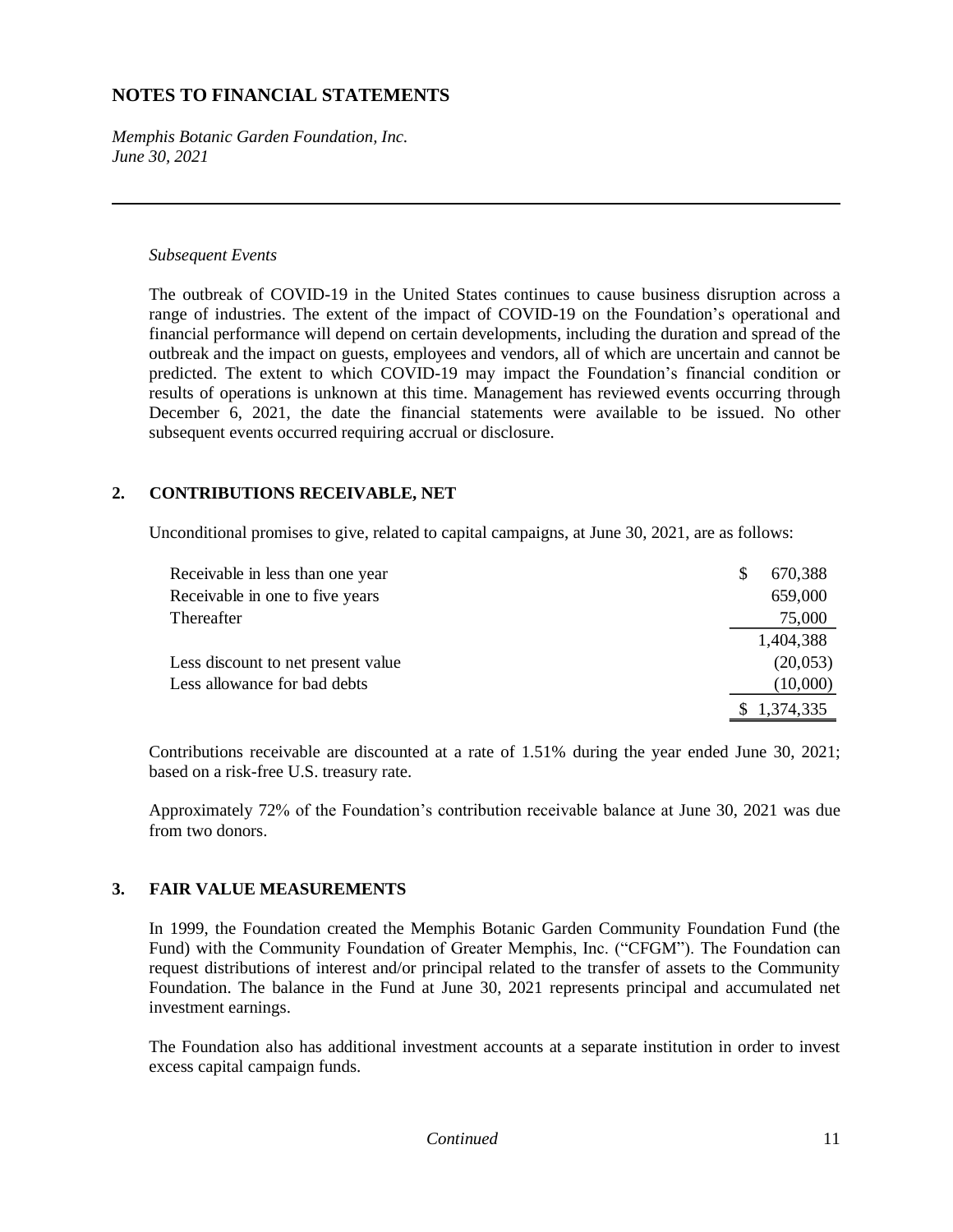# NOTES TO FINANCIAL STATEMENTS

*Memphis Botanic Garden Foundation, Inc.*
*June 30, 2021*

---

*Subsequent Events*

The outbreak of COVID-19 in the United States continues to cause business disruption across a range of industries. The extent of the impact of COVID-19 on the Foundation's operational and financial performance will depend on certain developments, including the duration and spread of the outbreak and the impact on guests, employees and vendors, all of which are uncertain and cannot be predicted. The extent to which COVID-19 may impact the Foundation's financial condition or results of operations is unknown at this time. Management has reviewed events occurring through December 6, 2021, the date the financial statements were available to be issued. No other subsequent events occurred requiring accrual or disclosure.

## 2. CONTRIBUTIONS RECEIVABLE, NET

Unconditional promises to give, related to capital campaigns, at June 30, 2021, are as follows:

| | |
|---|---|
| Receivable in less than one year | $ 670,388 |
| Receivable in one to five years | 659,000 |
| Thereafter | 75,000 |
| | 1,404,388 |
| Less discount to net present value | (20,053) |
| Less allowance for bad debts | (10,000) |
| | $ 1,374,335 |

Contributions receivable are discounted at a rate of 1.51% during the year ended June 30, 2021; based on a risk-free U.S. treasury rate.

Approximately 72% of the Foundation's contribution receivable balance at June 30, 2021 was due from two donors.

## 3. FAIR VALUE MEASUREMENTS

In 1999, the Foundation created the Memphis Botanic Garden Community Foundation Fund (the Fund) with the Community Foundation of Greater Memphis, Inc. ("CFGM"). The Foundation can request distributions of interest and/or principal related to the transfer of assets to the Community Foundation. The balance in the Fund at June 30, 2021 represents principal and accumulated net investment earnings.

The Foundation also has additional investment accounts at a separate institution in order to invest excess capital campaign funds.

*Continued*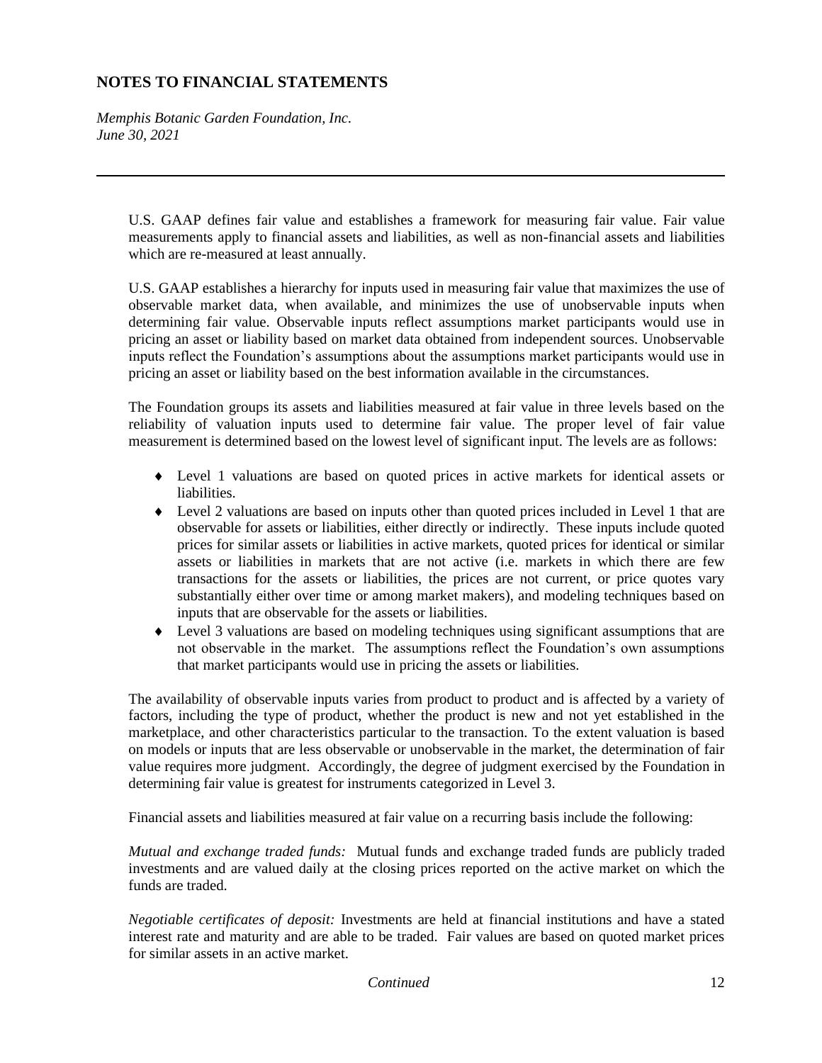U.S. GAAP defines fair value and establishes a framework for measuring fair value. Fair value measurements apply to financial assets and liabilities, as well as non-financial assets and liabilities which are re-measured at least annually.

U.S. GAAP establishes a hierarchy for inputs used in measuring fair value that maximizes the use of observable market data, when available, and minimizes the use of unobservable inputs when determining fair value. Observable inputs reflect assumptions market participants would use in pricing an asset or liability based on market data obtained from independent sources. Unobservable inputs reflect the Foundation's assumptions about the assumptions market participants would use in pricing an asset or liability based on the best information available in the circumstances.

The Foundation groups its assets and liabilities measured at fair value in three levels based on the reliability of valuation inputs used to determine fair value. The proper level of fair value measurement is determined based on the lowest level of significant input. The levels are as follows:

- Level 1 valuations are based on quoted prices in active markets for identical assets or liabilities.
- Level 2 valuations are based on inputs other than quoted prices included in Level 1 that are observable for assets or liabilities, either directly or indirectly. These inputs include quoted prices for similar assets or liabilities in active markets, quoted prices for identical or similar assets or liabilities in markets that are not active (i.e. markets in which there are few transactions for the assets or liabilities, the prices are not current, or price quotes vary substantially either over time or among market makers), and modeling techniques based on inputs that are observable for the assets or liabilities.
- Level 3 valuations are based on modeling techniques using significant assumptions that are not observable in the market. The assumptions reflect the Foundation's own assumptions that market participants would use in pricing the assets or liabilities.

The availability of observable inputs varies from product to product and is affected by a variety of factors, including the type of product, whether the product is new and not yet established in the marketplace, and other characteristics particular to the transaction. To the extent valuation is based on models or inputs that are less observable or unobservable in the market, the determination of fair value requires more judgment. Accordingly, the degree of judgment exercised by the Foundation in determining fair value is greatest for instruments categorized in Level 3.

Financial assets and liabilities measured at fair value on a recurring basis include the following:

*Mutual and exchange traded funds:* Mutual funds and exchange traded funds are publicly traded investments and are valued daily at the closing prices reported on the active market on which the funds are traded.

*Negotiable certificates of deposit:* Investments are held at financial institutions and have a stated interest rate and maturity and are able to be traded. Fair values are based on quoted market prices for similar assets in an active market.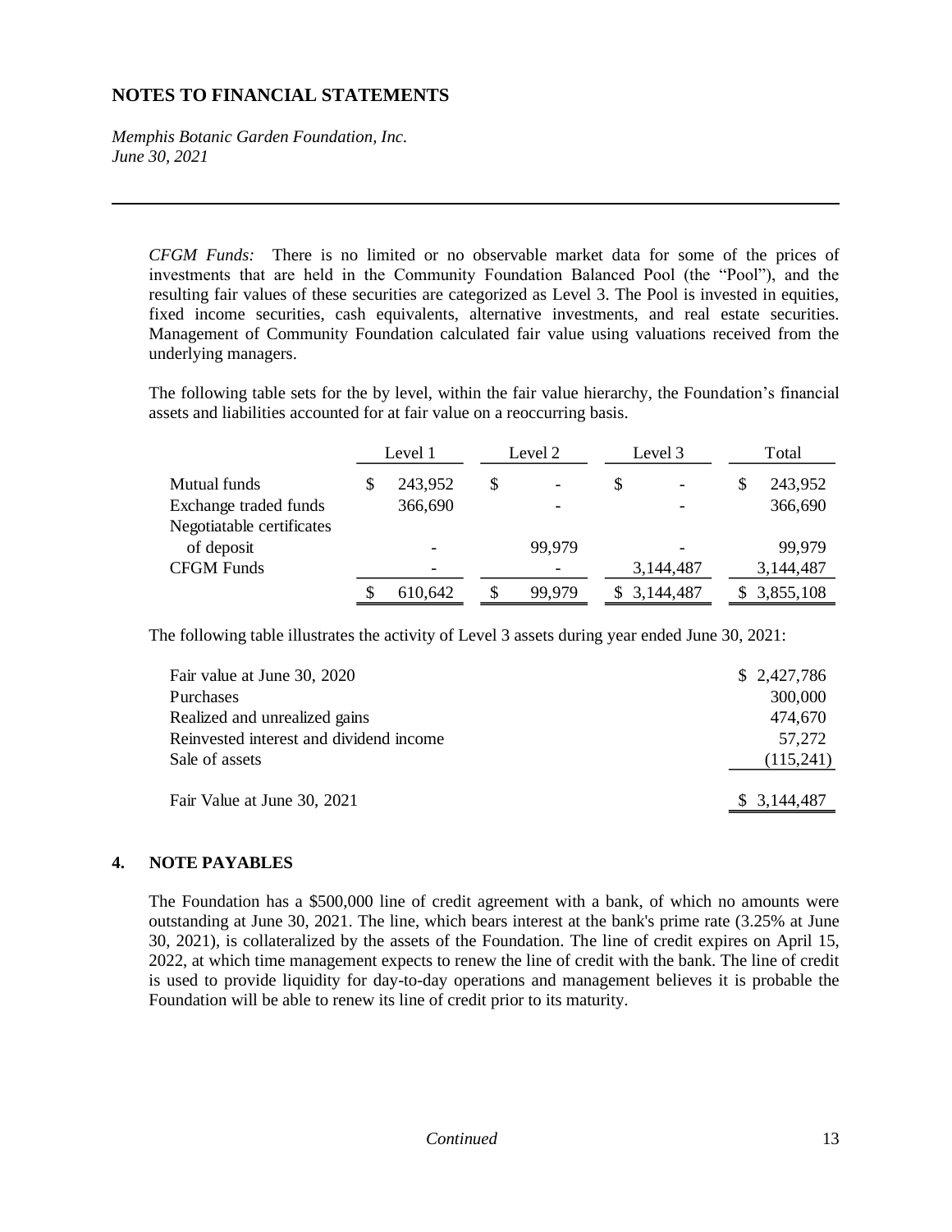## NOTES TO FINANCIAL STATEMENTS

*Memphis Botanic Garden Foundation, Inc.*
*June 30, 2021*

---

*CFGM Funds:* There is no limited or no observable market data for some of the prices of investments that are held in the Community Foundation Balanced Pool (the "Pool"), and the resulting fair values of these securities are categorized as Level 3. The Pool is invested in equities, fixed income securities, cash equivalents, alternative investments, and real estate securities. Management of Community Foundation calculated fair value using valuations received from the underlying managers.

The following table sets for the by level, within the fair value hierarchy, the Foundation's financial assets and liabilities accounted for at fair value on a reoccurring basis.

| | Level 1 | Level 2 | Level 3 | Total |
|---|---|---|---|---|
| Mutual funds | $ 243,952 | $ - | $ - | $ 243,952 |
| Exchange traded funds | 366,690 | - | - | 366,690 |
| Negotiatable certificates of deposit | - | 99,979 | - | 99,979 |
| CFGM Funds | - | - | 3,144,487 | 3,144,487 |
| | $ 610,642 | $ 99,979 | $ 3,144,487 | $ 3,855,108 |

The following table illustrates the activity of Level 3 assets during year ended June 30, 2021:

| | |
|---|---|
| Fair value at June 30, 2020 | $ 2,427,786 |
| Purchases | 300,000 |
| Realized and unrealized gains | 474,670 |
| Reinvested interest and dividend income | 57,272 |
| Sale of assets | (115,241) |
| Fair Value at June 30, 2021 | $ 3,144,487 |

### 4. NOTE PAYABLES

The Foundation has a $500,000 line of credit agreement with a bank, of which no amounts were outstanding at June 30, 2021. The line, which bears interest at the bank's prime rate (3.25% at June 30, 2021), is collateralized by the assets of the Foundation. The line of credit expires on April 15, 2022, at which time management expects to renew the line of credit with the bank. The line of credit is used to provide liquidity for day-to-day operations and management believes it is probable the Foundation will be able to renew its line of credit prior to its maturity.

*Continued*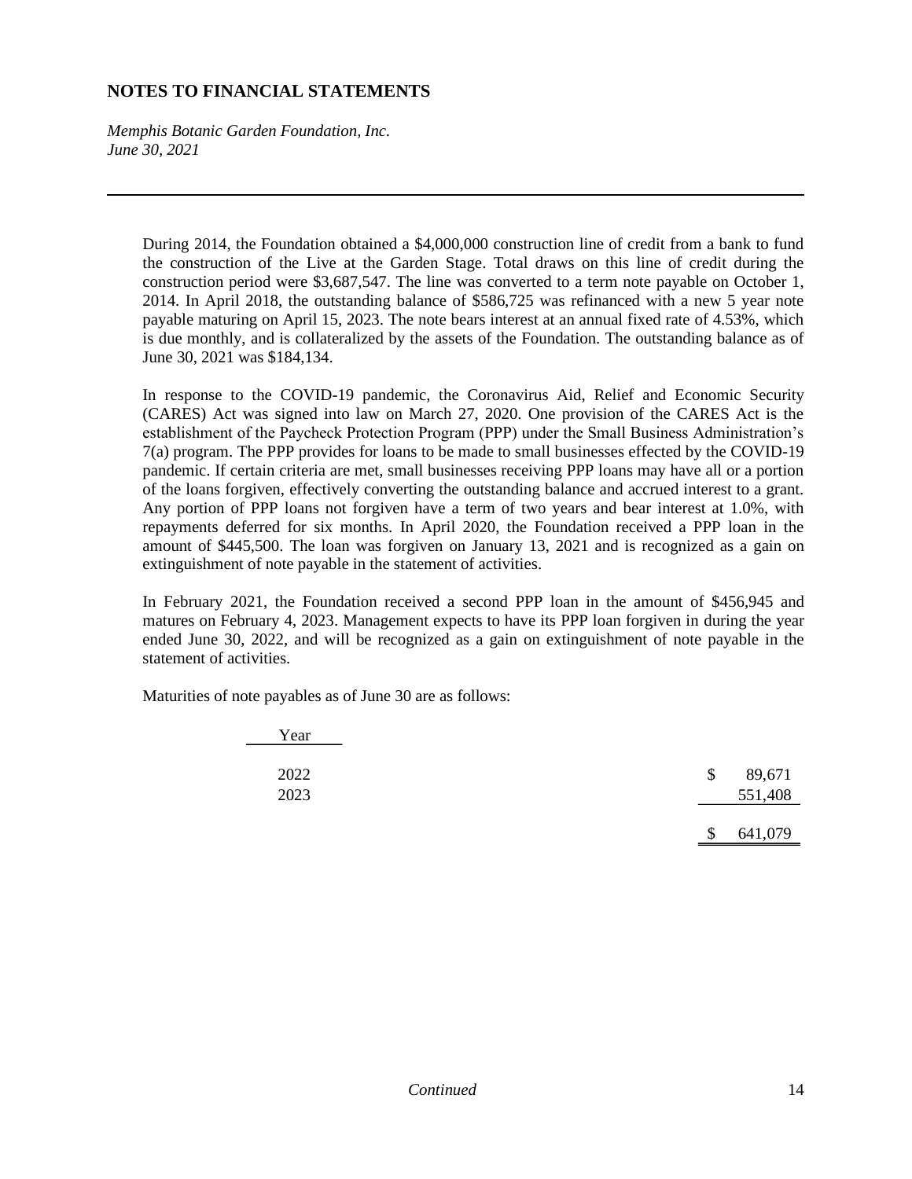# NOTES TO FINANCIAL STATEMENTS

*Memphis Botanic Garden Foundation, Inc.*
*June 30, 2021*

---

During 2014, the Foundation obtained a $4,000,000 construction line of credit from a bank to fund the construction of the Live at the Garden Stage. Total draws on this line of credit during the construction period were $3,687,547. The line was converted to a term note payable on October 1, 2014. In April 2018, the outstanding balance of $586,725 was refinanced with a new 5 year note payable maturing on April 15, 2023. The note bears interest at an annual fixed rate of 4.53%, which is due monthly, and is collateralized by the assets of the Foundation. The outstanding balance as of June 30, 2021 was $184,134.

In response to the COVID-19 pandemic, the Coronavirus Aid, Relief and Economic Security (CARES) Act was signed into law on March 27, 2020. One provision of the CARES Act is the establishment of the Paycheck Protection Program (PPP) under the Small Business Administration's 7(a) program. The PPP provides for loans to be made to small businesses effected by the COVID-19 pandemic. If certain criteria are met, small businesses receiving PPP loans may have all or a portion of the loans forgiven, effectively converting the outstanding balance and accrued interest to a grant. Any portion of PPP loans not forgiven have a term of two years and bear interest at 1.0%, with repayments deferred for six months. In April 2020, the Foundation received a PPP loan in the amount of $445,500. The loan was forgiven on January 13, 2021 and is recognized as a gain on extinguishment of note payable in the statement of activities.

In February 2021, the Foundation received a second PPP loan in the amount of $456,945 and matures on February 4, 2023. Management expects to have its PPP loan forgiven in during the year ended June 30, 2022, and will be recognized as a gain on extinguishment of note payable in the statement of activities.

Maturities of note payables as of June 30 are as follows:

| Year | |
|---|---|
| 2022 | $ 89,671 |
| 2023 | 551,408 |
| | $ 641,079 |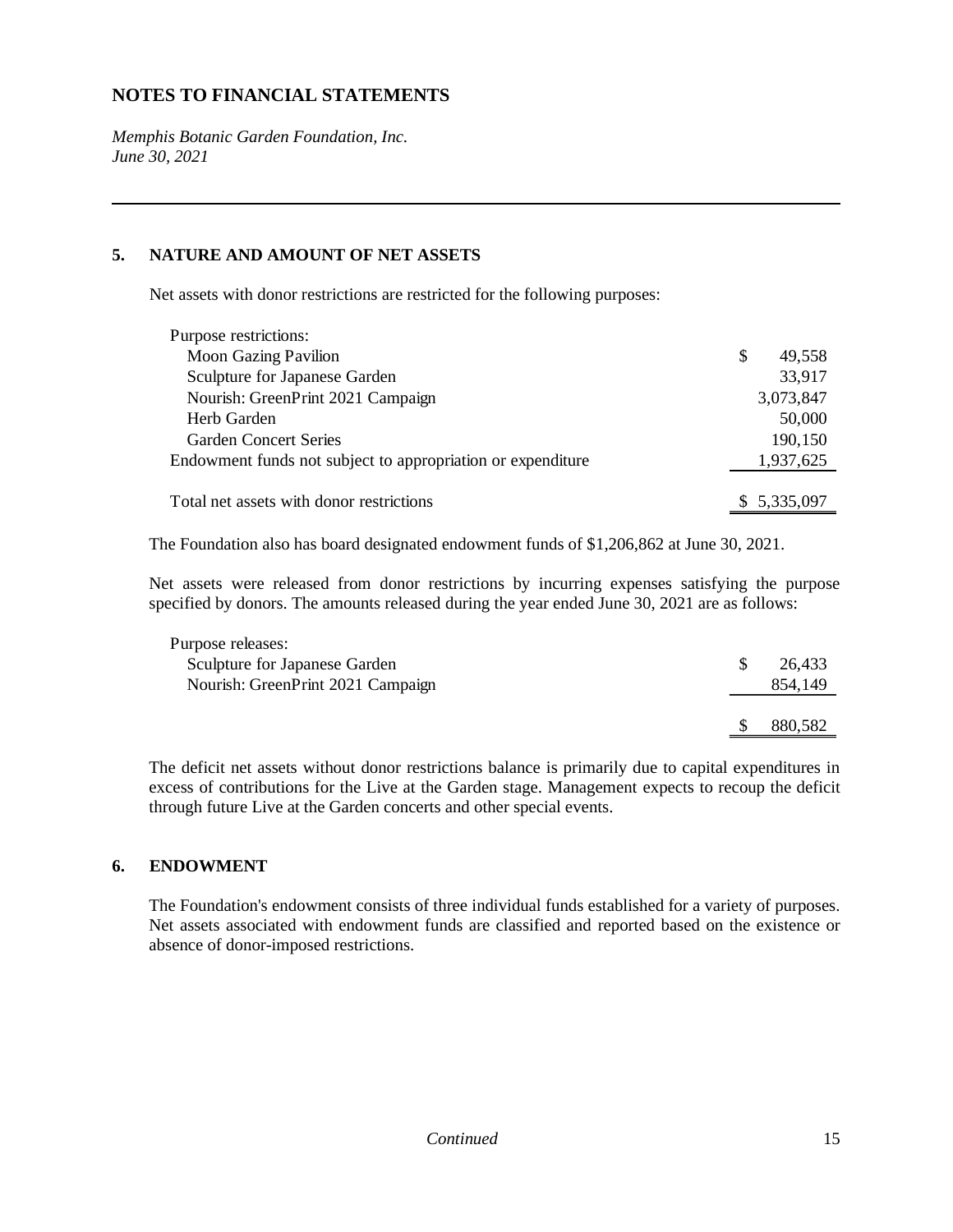# NOTES TO FINANCIAL STATEMENTS

*Memphis Botanic Garden Foundation, Inc.*
*June 30, 2021*

---

## 5. NATURE AND AMOUNT OF NET ASSETS

Net assets with donor restrictions are restricted for the following purposes:

| | |
|---|---|
| Purpose restrictions: | |
| Moon Gazing Pavilion | $ 49,558 |
| Sculpture for Japanese Garden | 33,917 |
| Nourish: GreenPrint 2021 Campaign | 3,073,847 |
| Herb Garden | 50,000 |
| Garden Concert Series | 190,150 |
| Endowment funds not subject to appropriation or expenditure | 1,937,625 |
| Total net assets with donor restrictions | $ 5,335,097 |

The Foundation also has board designated endowment funds of $1,206,862 at June 30, 2021.

Net assets were released from donor restrictions by incurring expenses satisfying the purpose specified by donors. The amounts released during the year ended June 30, 2021 are as follows:

| | |
|---|---|
| Purpose releases: | |
| Sculpture for Japanese Garden | $ 26,433 |
| Nourish: GreenPrint 2021 Campaign | 854,149 |
| | $ 880,582 |

The deficit net assets without donor restrictions balance is primarily due to capital expenditures in excess of contributions for the Live at the Garden stage. Management expects to recoup the deficit through future Live at the Garden concerts and other special events.

## 6. ENDOWMENT

The Foundation's endowment consists of three individual funds established for a variety of purposes. Net assets associated with endowment funds are classified and reported based on the existence or absence of donor-imposed restrictions.

*Continued*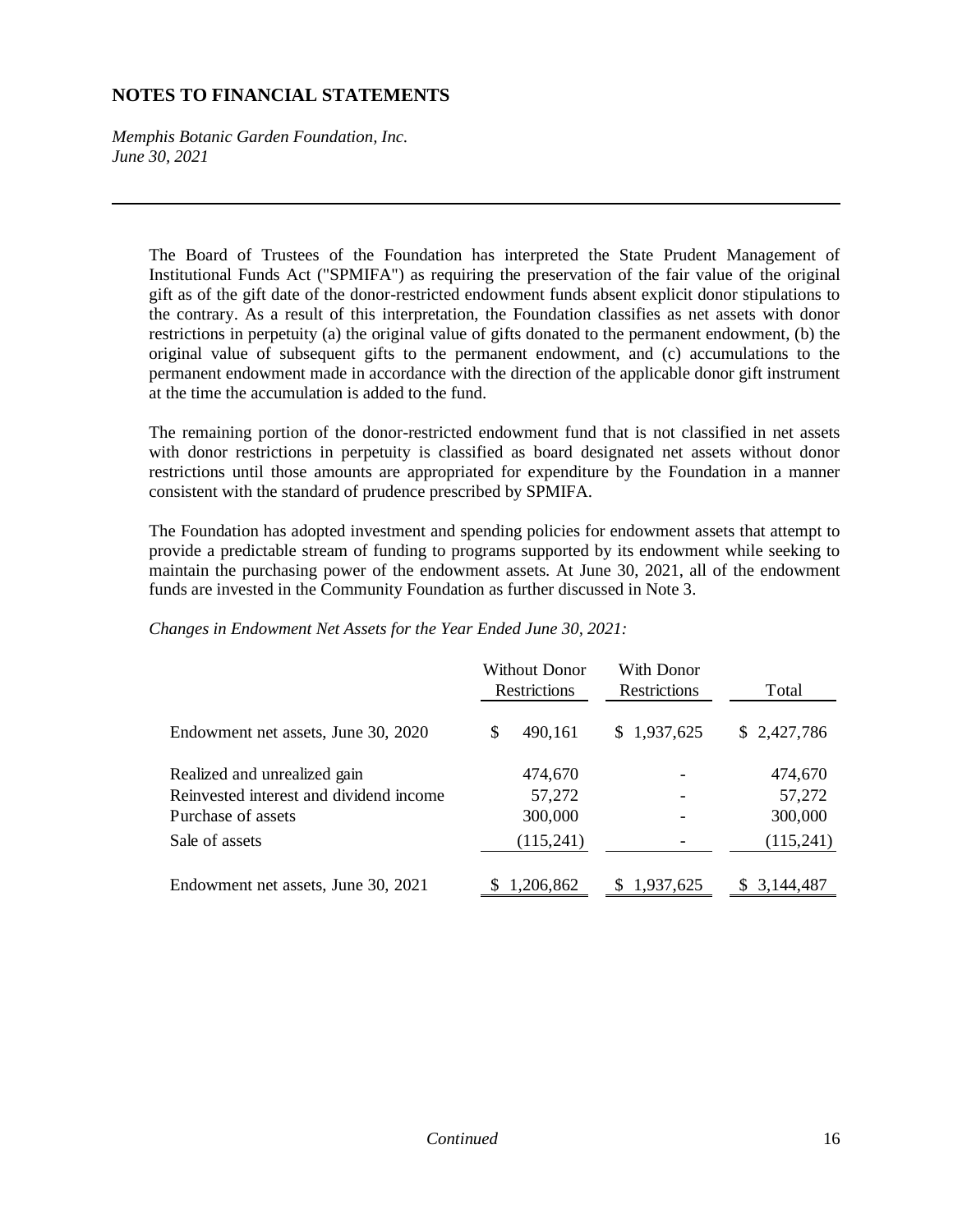## NOTES TO FINANCIAL STATEMENTS

*Memphis Botanic Garden Foundation, Inc.*
*June 30, 2021*

---

The Board of Trustees of the Foundation has interpreted the State Prudent Management of Institutional Funds Act ("SPMIFA") as requiring the preservation of the fair value of the original gift as of the gift date of the donor-restricted endowment funds absent explicit donor stipulations to the contrary. As a result of this interpretation, the Foundation classifies as net assets with donor restrictions in perpetuity (a) the original value of gifts donated to the permanent endowment, (b) the original value of subsequent gifts to the permanent endowment, and (c) accumulations to the permanent endowment made in accordance with the direction of the applicable donor gift instrument at the time the accumulation is added to the fund.

The remaining portion of the donor-restricted endowment fund that is not classified in net assets with donor restrictions in perpetuity is classified as board designated net assets without donor restrictions until those amounts are appropriated for expenditure by the Foundation in a manner consistent with the standard of prudence prescribed by SPMIFA.

The Foundation has adopted investment and spending policies for endowment assets that attempt to provide a predictable stream of funding to programs supported by its endowment while seeking to maintain the purchasing power of the endowment assets. At June 30, 2021, all of the endowment funds are invested in the Community Foundation as further discussed in Note 3.

*Changes in Endowment Net Assets for the Year Ended June 30, 2021:*

| | Without Donor Restrictions | With Donor Restrictions | Total |
|---|---|---|---|
| Endowment net assets, June 30, 2020 | $ 490,161 | $ 1,937,625 | $ 2,427,786 |
| Realized and unrealized gain | 474,670 | - | 474,670 |
| Reinvested interest and dividend income | 57,272 | - | 57,272 |
| Purchase of assets | 300,000 | - | 300,000 |
| Sale of assets | (115,241) | - | (115,241) |
| Endowment net assets, June 30, 2021 | $ 1,206,862 | $ 1,937,625 | $ 3,144,487 |

*Continued*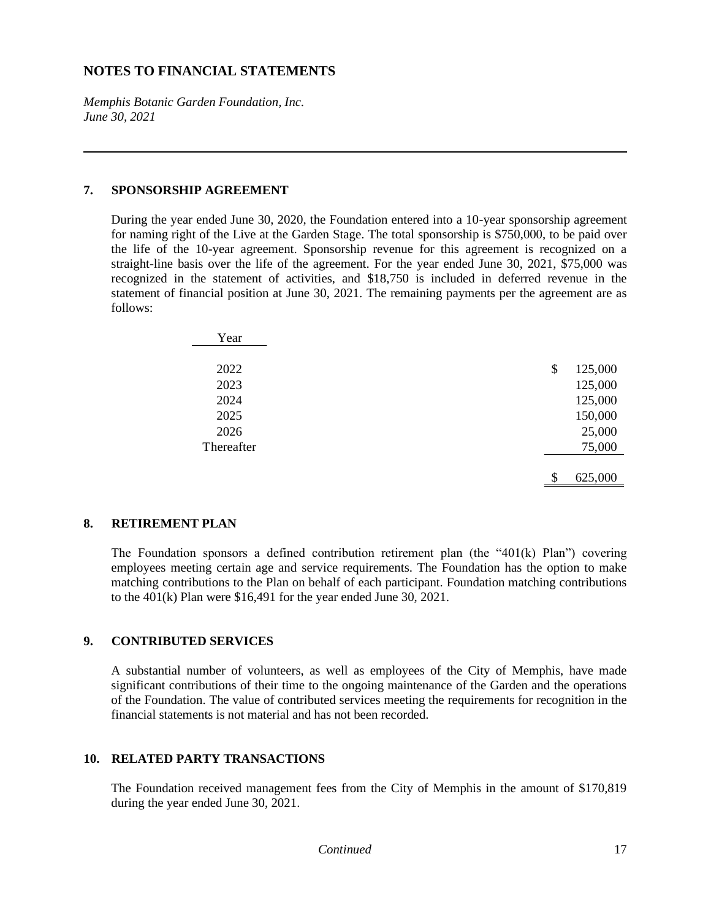# NOTES TO FINANCIAL STATEMENTS

*Memphis Botanic Garden Foundation, Inc.*
*June 30, 2021*

---

## 7. SPONSORSHIP AGREEMENT

During the year ended June 30, 2020, the Foundation entered into a 10-year sponsorship agreement for naming right of the Live at the Garden Stage. The total sponsorship is $750,000, to be paid over the life of the 10-year agreement. Sponsorship revenue for this agreement is recognized on a straight-line basis over the life of the agreement. For the year ended June 30, 2021, $75,000 was recognized in the statement of activities, and $18,750 is included in deferred revenue in the statement of financial position at June 30, 2021. The remaining payments per the agreement are as follows:

| Year | |
|---|---|
| 2022 | $ 125,000 |
| 2023 | 125,000 |
| 2024 | 125,000 |
| 2025 | 150,000 |
| 2026 | 25,000 |
| Thereafter | 75,000 |
| | $ 625,000 |

## 8. RETIREMENT PLAN

The Foundation sponsors a defined contribution retirement plan (the "401(k) Plan") covering employees meeting certain age and service requirements. The Foundation has the option to make matching contributions to the Plan on behalf of each participant. Foundation matching contributions to the 401(k) Plan were $16,491 for the year ended June 30, 2021.

## 9. CONTRIBUTED SERVICES

A substantial number of volunteers, as well as employees of the City of Memphis, have made significant contributions of their time to the ongoing maintenance of the Garden and the operations of the Foundation. The value of contributed services meeting the requirements for recognition in the financial statements is not material and has not been recorded.

## 10. RELATED PARTY TRANSACTIONS

The Foundation received management fees from the City of Memphis in the amount of $170,819 during the year ended June 30, 2021.

*Continued*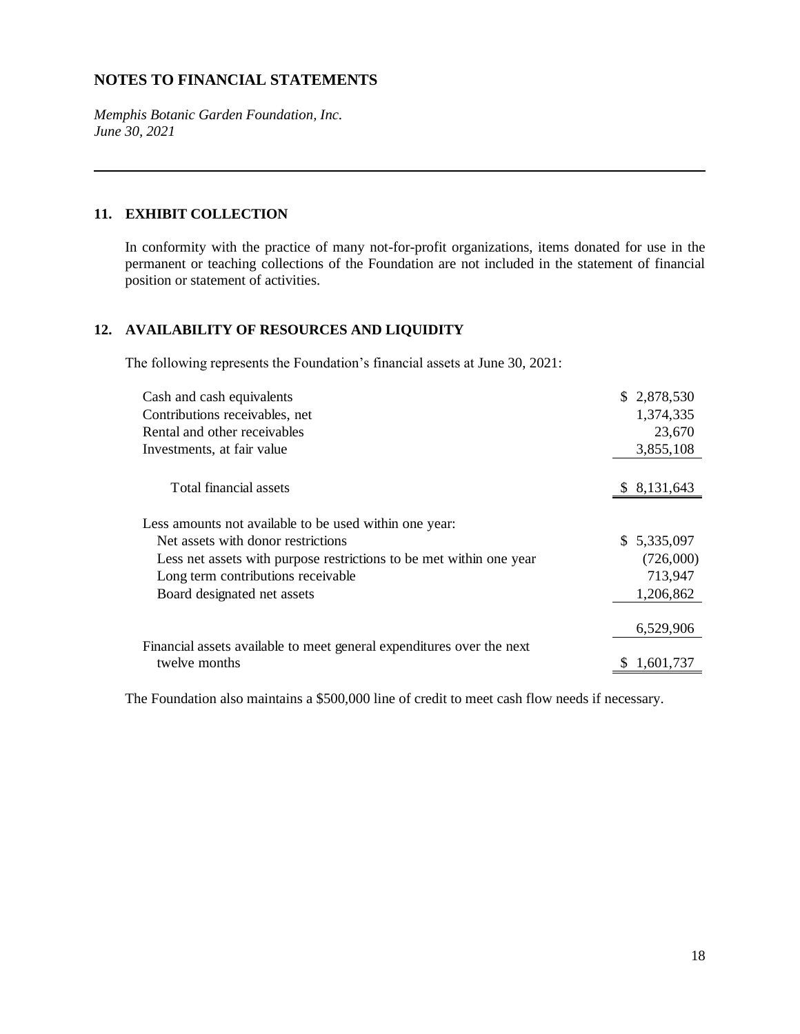# NOTES TO FINANCIAL STATEMENTS

*Memphis Botanic Garden Foundation, Inc.*
*June 30, 2021*

## 11. EXHIBIT COLLECTION

In conformity with the practice of many not-for-profit organizations, items donated for use in the permanent or teaching collections of the Foundation are not included in the statement of financial position or statement of activities.

## 12. AVAILABILITY OF RESOURCES AND LIQUIDITY

The following represents the Foundation's financial assets at June 30, 2021:

| | |
|---|---|
| Cash and cash equivalents | $ 2,878,530 |
| Contributions receivables, net | 1,374,335 |
| Rental and other receivables | 23,670 |
| Investments, at fair value | 3,855,108 |
| Total financial assets | $ 8,131,643 |
| Less amounts not available to be used within one year: | |
| Net assets with donor restrictions | $ 5,335,097 |
| Less net assets with purpose restrictions to be met within one year | (726,000) |
| Long term contributions receivable | 713,947 |
| Board designated net assets | 1,206,862 |
| | 6,529,906 |
| Financial assets available to meet general expenditures over the next twelve months | $ 1,601,737 |

The Foundation also maintains a $500,000 line of credit to meet cash flow needs if necessary.